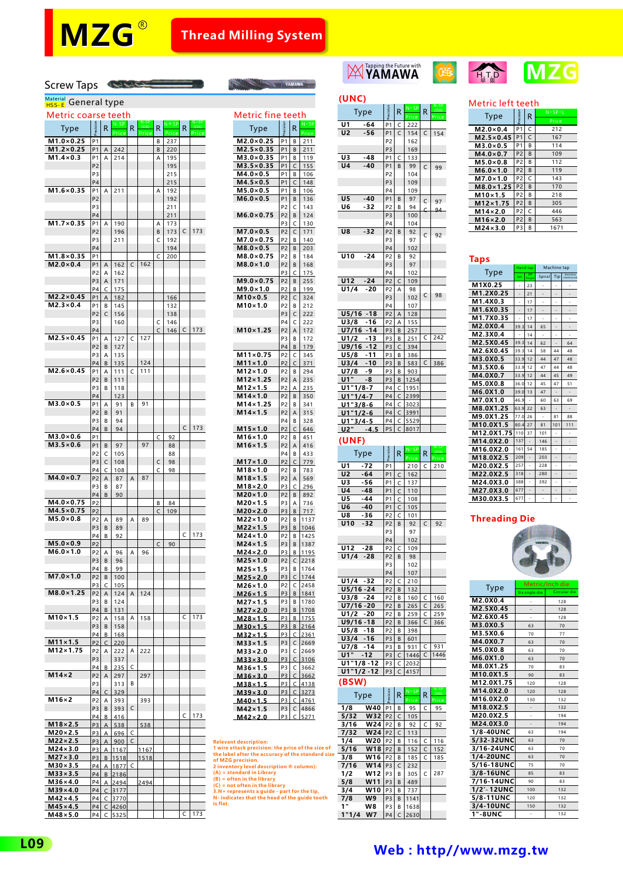# MZG® Thread Milling System

## Screw Taps

Material: HSS-E — General type

### Metric coarse teeth

| Type | Precision | R | N-SP Price | R | N-SP (OX) Price | R | N+SP Price | R | N+SP (OX) Price |
|---|---|---|---|---|---|---|---|---|---|
| M1.0×0.25 | P1 | | | | | B | 237 | | |
| M1.2×0.25 | P1 | A | 242 | | | B | 220 | | |
| M1.4×0.3 | P1 | A | 214 | | | A | 195 | | |
| | P2 | | | | | | 195 | | |
| | P3 | | | | | | 215 | | |
| | P4 | | | | | | 215 | | |
| M1.6×0.35 | P1 | A | 211 | | | A | 192 | | |
| | P2 | | | | | | 192 | | |
| | P3 | | | | | | 211 | | |
| | P4 | | | | | | 211 | | |
| M1.7×0.35 | P1 | A | 190 | | | A | 173 | | |
| | P2 | | 196 | | | B | 173 | C | 173 |
| | P3 | | 211 | | | C | 192 | | |
| | P4 | | | | | | 194 | | |
| M1.8×0.35 | P1 | | | | | C | 200 | | |
| M2.0×0.4 | P1 | A | 162 | C | 162 | | | | |
| | P2 | A | 162 | | | | | | |
| | P3 | A | 171 | | | | | | |
| | P4 | C | 175 | | | | | | |
| M2.2×0.45 | P1 | A | 182 | | | | 166 | | |
| M2.3×0.4 | P1 | B | 145 | | | | 132 | | |
| | P2 | C | 156 | | | | 138 | | |
| | P3 | | 160 | | | C | 146 | | |
| | P4 | | | | | C | 146 | C | 173 |
| M2.5×0.45 | P1 | A | 127 | C | 127 | | | | |
| | P2 | B | 127 | | | | | | |
| | P3 | A | 135 | | | | | | |
| | P4 | B | 135 | | 124 | | | | |
| M2.6×0.45 | P1 | A | 111 | C | 111 | | | | |
| | P2 | B | 111 | | | | | | |
| | P3 | B | 118 | | | | | | |
| | P4 | | 123 | | | | | | |
| M3.0×0.5 | P1 | A | 91 | B | 91 | | | | |
| | P2 | B | 91 | | | | | | |
| | P3 | B | 94 | | | | | | |
| | P4 | B | 94 | | | | | C | 173 |
| M3.0×0.6 | P1 | | | | | C | 92 | | |
| M3.5×0.6 | P1 | B | 97 | | 97 | | 88 | | |
| | P2 | C | 105 | | | | 88 | | |
| | P3 | C | 108 | | | C | 98 | | |
| | P4 | C | 108 | | | C | 98 | | |
| M4.0×0.7 | P2 | A | 87 | A | 87 | | | | |
| | P3 | B | 87 | | | | | | |
| | P4 | B | 90 | | | | | | |
| M4.0×0.75 | P2 | | | | | B | 84 | | |
| M4.5×0.75 | P2 | | | | | C | 109 | | |
| M5.0×0.8 | P2 | A | 89 | A | 89 | | | | |
| | P3 | B | 89 | | | | | | |
| | P4 | B | 92 | | | | | C | 173 |
| M5.0×0.9 | P2 | | | | | C | 90 | | |
| M6.0×1.0 | P2 | A | 96 | A | 96 | | | | |
| | P3 | B | 96 | | | | | | |
| | P4 | B | 99 | | | | | | |
| M7.0×1.0 | P2 | B | 100 | | | | | | |
| | P3 | C | 105 | | | | | | |
| M8.0×1.25 | P2 | A | 124 | A | 124 | | | | |
| | P3 | B | 124 | | | | | | |
| | P4 | B | 131 | | | | | | |
| M10×1.5 | P2 | A | 158 | A | 158 | | | C | 173 |
| | P3 | B | 158 | | | | | | |
| | P4 | B | 168 | | | | | | |
| M11×1.5 | P2 | C | 220 | | | | | | |
| M12×1.75 | P2 | A | 222 | A | 222 | | | | |
| | P3 | | 337 | | | | | | |
| | P4 | B | 235 | C | | | | | |
| M14×2 | P2 | A | 297 | | 297 | | | | |
| | P3 | | 313 | B | | | | | |
| | P4 | C | 329 | | | | | | |
| M16×2 | P2 | A | 393 | | 393 | | | | |
| | P3 | B | 393 | C | | | | | |
| | P4 | B | 416 | | | | | C | 173 |
| M18×2.5 | P3 | A | 538 | | 538 | | | | |
| M20×2.5 | P3 | A | 696 | C | | | | | |
| M22×2.5 | P3 | A | 900 | C | | | | | |
| M24×3.0 | P3 | A | 1167 | | 1167 | | | | |
| M27×3.0 | P3 | B | 1518 | | 1518 | | | | |
| M30×3.5 | P4 | A | 1877 | C | | | | | |
| M33×3.5 | P4 | B | 2186 | | | | | | |
| M36×4.0 | P4 | A | 2494 | | 2494 | | | | |
| M39×4.0 | P4 | C | 3177 | | | | | | |
| M42×4.5 | P4 | C | 3770 | | | | | | |
| M45×4.5 | P4 | C | 4260 | | | | | | |
| M48×5.0 | P4 | C | 5325 | | | | | C | 173 |

### Metric fine teeth

| Type | Precision | R | N-SP Price |
|---|---|---|---|
| M2.0×0.25 | P1 | B | 211 |
| M2.5×0.35 | P1 | B | 211 |
| M3.0×0.35 | P1 | B | 119 |
| M3.5×0.35 | P1 | C | 155 |
| M4.0×0.5 | P1 | B | 106 |
| M4.5×0.5 | P1 | C | 148 |
| M5.0×0.5 | P1 | B | 106 |
| M6.0×0.5 | P1 | B | 136 |
| | P2 | C | 143 |
| M6.0×0.75 | P2 | B | 124 |
| | P3 | C | 130 |
| M7.0×0.5 | P2 | C | 171 |
| M7.0×0.75 | P2 | B | 140 |
| M8.0×0.5 | P2 | B | 203 |
| M8.0×0.75 | P2 | B | 184 |
| M8.0×1.0 | P2 | B | 168 |
| | P3 | C | 175 |
| M9.0×0.75 | P2 | B | 255 |
| M9.0×1.0 | P2 | B | 199 |
| M10×0.5 | P2 | C | 324 |
| M10×1.0 | P2 | B | 212 |
| | P3 | C | 222 |
| | P4 | C | 222 |
| M10×1.25 | P2 | A | 172 |
| | P3 | B | 172 |
| | P4 | B | 179 |
| M11×0.75 | P2 | C | 345 |
| M11×1.0 | P2 | C | 371 |
| M12×1.0 | P2 | B | 294 |
| M12×1.25 | P2 | A | 235 |
| M12×1.5 | P2 | A | 235 |
| M14×1.0 | P2 | B | 350 |
| M14×1.25 | P2 | B | 341 |
| M14×1.5 | P2 | A | 315 |
| | P4 | B | 328 |
| M15×1.0 | P2 | C | 646 |
| M16×1.0 | P2 | B | 451 |
| M16×1.5 | P2 | A | 416 |
| | P4 | B | 433 |
| M17×1.0 | P2 | C | 779 |
| M18×1.0 | P2 | B | 783 |
| M18×1.5 | P2 | A | 569 |
| M18×2.0 | P3 | C | 296 |
| M20×1.0 | P2 | B | 892 |
| M20×1.5 | P3 | A | 736 |
| M20×2.0 | P3 | B | 717 |
| M22×1.0 | P2 | B | 1137 |
| M22×1.5 | P3 | B | 1046 |
| M24×1.0 | P2 | B | 1425 |
| M24×1.5 | P3 | B | 1387 |
| M24×2.0 | P3 | B | 1195 |
| M25×1.0 | P2 | C | 2218 |
| M25×1.5 | P3 | B | 1764 |
| M25×2.0 | P3 | C | 1744 |
| M26×1.0 | P2 | C | 2458 |
| M26×1.5 | P3 | B | 1841 |
| M27×1.5 | P3 | B | 1780 |
| M27×2.0 | P3 | B | 1708 |
| M28×1.5 | P3 | B | 1755 |
| M30×1.5 | P3 | B | 2164 |
| M32×1.5 | P3 | C | 2361 |
| M33×1.5 | P3 | C | 2669 |
| M33×2.0 | P3 | C | 2669 |
| M33×3.0 | P3 | C | 3106 |
| M36×1.5 | P3 | C | 3662 |
| M36×3.0 | P3 | C | 3662 |
| M38×1.5 | P3 | C | 4138 |
| M39×3.0 | P3 | C | 3273 |
| M40×1.5 | P3 | C | 4761 |
| M42×1.5 | P3 | C | 4866 |
| M42×2.0 | P3 | C | 5271 |

Relevant description:
1 wire attack precision: the price of the size of the label after the accuracy of the standard size of MZG precision.
2 inventory level description ® column):
(A) = standard in Library
(B) = often in the library
(C) = not often in the library
3.N+ represents a guide - part for the tip,
N- indicates that the head of the guide tooth is flat.

### (UNC)

| Type | Precision | R | N-SP Price | R | N-SP (OX) Price |
|---|---|---|---|---|---|
| U1 -64 | P1 | C | 222 | | |
| U2 -56 | P1 | C | 154 | C | 154 |
| | P2 | | 162 | | |
| | P3 | | 169 | | |
| U3 -48 | P1 | C | 133 | | |
| U4 -40 | P1 | B | 99 | C | 99 |
| | P2 | | 104 | | |
| | P3 | | 109 | | |
| | P4 | | 109 | | |
| U5 -40 | P1 | B | 97 | C | 97 |
| U6 -32 | P2 | B | 94 | | 94 |
| | P3 | | 100 | | |
| | P4 | | 104 | | |
| U8 -32 | P2 | B | 92 | C | 92 |
| | P3 | | 97 | | |
| | P4 | | 102 | | |
| U10 -24 | P2 | B | 92 | | |
| | P3 | | 97 | | |
| | P4 | | 102 | | |
| U12 -24 | P2 | C | 109 | | |
| U1/4 -20 | P2 | A | 98 | | |
| | P3 | | 102 | C | 98 |
| | P4 | | 107 | | |
| U5/16 -18 | P2 | A | 128 | | |
| U3/8 -16 | P2 | A | 155 | | |
| U7/16 -14 | P3 | B | 257 | | |
| U1/2 -13 | P3 | B | 251 | C | 242 |
| U9/16 -12 | P3 | C | 394 | | |
| U5/8 -11 | P3 | B | 386 | | |
| U3/4 -10 | P3 | B | 583 | C | 386 |
| U7/8 -9 | P3 | B | 903 | | |
| U1" -8 | P3 | B | 1254 | | |
| U1"1/8 -7 | P4 | C | 1951 | | |
| U1"1/4 -7 | P4 | C | 2399 | | |
| U1"3/8 -6 | P4 | C | 3023 | | |
| U1"1/2 -6 | P4 | C | 3991 | | |
| U1"3/4 -5 | P4 | C | 5529 | | |
| U2" -4.5 | P5 | C | 8017 | | |

### (UNF)

| Type | Precision | R | N-SP Price | R | N-SP (OX) Price |
|---|---|---|---|---|---|
| U1 -72 | P1 | | | C | 210 |
| U2 -64 | P1 | C | 162 | | |
| U3 -56 | P1 | C | 137 | | |
| U4 -48 | P1 | C | 110 | | |
| U5 -44 | P1 | C | 108 | | |
| U6 -40 | P1 | C | 105 | | |
| U8 -36 | P2 | C | 101 | | |
| U10 -32 | P2 | B | 92 | C | 92 |
| | P3 | | 97 | | |
| | P4 | | 102 | | |
| U12 -28 | P2 | C | 109 | | |
| U1/4 -28 | P2 | B | 98 | | |
| | P3 | | 102 | | |
| | P4 | | 107 | | |
| U1/4 -32 | P2 | C | 210 | | |
| U5/16 -24 | P2 | B | 132 | | |
| U3/8 -24 | P2 | B | 160 | C | 160 |
| U7/16 -20 | P2 | B | 265 | C | 265 |
| U1/2 -20 | P2 | B | 259 | C | 259 |
| U9/16 -18 | P2 | B | 366 | C | 366 |
| U5/8 -18 | P3 | B | 398 | | |
| U3/4 -16 | P3 | B | 601 | | |
| U7/8 -14 | P3 | B | 931 | C | 931 |
| U1" -12 | P3 | C | 1446 | C | 1446 |
| U1"1/8 -12 | P3 | C | 2032 | | |
| U1"1/2 -12 | P3 | C | 4157 | | |

### (BSW)

| Type | | Precision | R | N-SP Price | R | N-SP (OX) Price |
|---|---|---|---|---|---|---|
| 1/8 | W40 | P1 | B | 95 | C | 95 |
| 5/32 | W32 | P2 | C | 105 | | |
| 3/16 | W24 | P2 | B | 92 | C | 92 |
| 7/32 | W24 | P2 | C | 113 | | |
| 1/4 | W20 | P2 | B | 116 | C | 116 |
| 5/16 | W18 | P2 | B | 152 | C | 152 |
| 3/8 | W16 | P2 | B | 185 | C | 185 |
| 7/16 | W14 | P3 | C | 232 | | |
| 1/2 | W12 | P3 | B | 305 | C | 287 |
| 5/8 | W11 | P3 | B | 489 | | |
| 3/4 | W10 | P3 | B | 737 | | |
| 7/8 | W9 | P3 | B | 1141 | | |
| 1" | W8 | P3 | B | 1638 | | |
| 1"1/4 | W7 | P4 | C | 2630 | | |

### Metric left teeth

| Type | Precision | R | N-SP-L Price |
|---|---|---|---|
| M2.0×0.4 | P1 | C | 212 |
| M2.5×0.45 | P1 | C | 167 |
| M3.0×0.5 | P1 | B | 114 |
| M4.0×0.7 | P2 | B | 109 |
| M5.0×0.8 | P2 | B | 112 |
| M6.0×1.0 | P2 | B | 119 |
| M7.0×1.0 | P2 | C | 143 |
| M8.0×1.25 | P2 | B | 170 |
| M10×1.5 | P2 | B | 218 |
| M12×1.75 | P2 | B | 305 |
| M14×2.0 | P2 | C | 446 |
| M16×2.0 | P2 | B | 563 |
| M24×3.0 | P3 | B | 1671 |

## Taps

| Type | Hand tap | | Machine tap | | |
|---|---|---|---|---|---|
| | Set | 3F Single | Spiral | Tip | Stainless steel |
| M1X0.25 | - | 23 | - | - | - |
| M1.2X0.25 | - | 21 | - | - | - |
| M1.4X0.3 | - | 17 | - | - | - |
| M1.6X0.35 | - | 17 | - | - | - |
| M1.7X0.35 | - | 17 | - | - | - |
| M2.0X0.4 | 39.3 | 14 | 65 | - | - |
| M2.3X0.4 | - | 14 | - | - | - |
| M2.5X0.45 | 39.3 | 14 | 62 | - | 64 |
| M2.6X0.45 | 39.3 | 14 | 58 | 44 | 48 |
| M3.0X0.5 | 33.9 | 12 | 44 | 47 | 48 |
| M3.5X0.6 | 33.9 | 12 | 47 | 44 | 48 |
| M4.0X0.7 | 33.9 | 12 | 44 | 45 | 49 |
| M5.0X0.8 | 36.0 | 12 | 45 | 47 | 51 |
| M6.0X1.0 | 39.0 | 13 | 47 | - | - |
| M7.0X1.0 | 46.9 | - | 60 | 63 | 69 |
| M8.0X1.25 | 63.9 | 22 | 63 | - | - |
| M9.0X1.25 | 77.0 | 26 | - | 81 | 88 |
| M10.0X1.5 | 80.4 | 27 | 81 | 101 | 111 |
| M12.0X1.75 | 110 | 37 | 101 | - | - |
| M14.0X2.0 | 137 | - | 146 | - | - |
| M16.0X2.0 | 161 | 54 | 185 | - | - |
| M18.0X2.5 | 209 | - | 203 | - | - |
| M20.0X2.5 | 257 | - | 228 | - | - |
| M22.0X2.5 | 318 | - | 280 | - | - |
| M24.0X3.0 | 388 | - | 392 | - | - |
| M27.0X3.0 | 677 | - | - | - | - |
| M30.0X3.5 | 677 | - | - | - | - |

## Threading Die

| Type | Metric/Inch die | |
|---|---|---|
| | Six angle die | Circular die |
| M2.0X0.4 | - | 128 |
| M2.5X0.45 | - | 128 |
| M2.6X0.45 | - | 128 |
| M3.0X0.5 | 63 | 70 |
| M3.5X0.6 | 70 | 77 |
| M4.0X0.7 | 63 | 70 |
| M5.0X0.8 | 63 | 70 |
| M6.0X1.0 | 63 | 70 |
| M8.0X1.25 | 70 | 83 |
| M10.0X1.5 | 90 | 83 |
| M12.0X1.75 | 120 | 128 |
| M14.0X2.0 | 120 | 128 |
| M16.0X2.0 | 130 | 132 |
| M18.0X2.5 | - | 132 |
| M20.0X2.5 | - | 194 |
| M24.0X3.0 | - | 194 |
| 1/8-40UNC | 63 | 194 |
| 5/32-32UNC | 63 | 70 |
| 3/16-24UNC | 63 | 70 |
| 1/4-20UNC | 63 | 70 |
| 5/16-18UNC | 75 | 70 |
| 3/8-16UNC | 85 | 83 |
| 7/16-14UNC | 90 | 83 |
| 1/2'-12UNC | 100 | 132 |
| 5/8-11UNC | 120 | 132 |
| 3/4-10UNC | 150 | 132 |
| 1"-8UNC | - | 132 |

Web : http://www.mzg.tw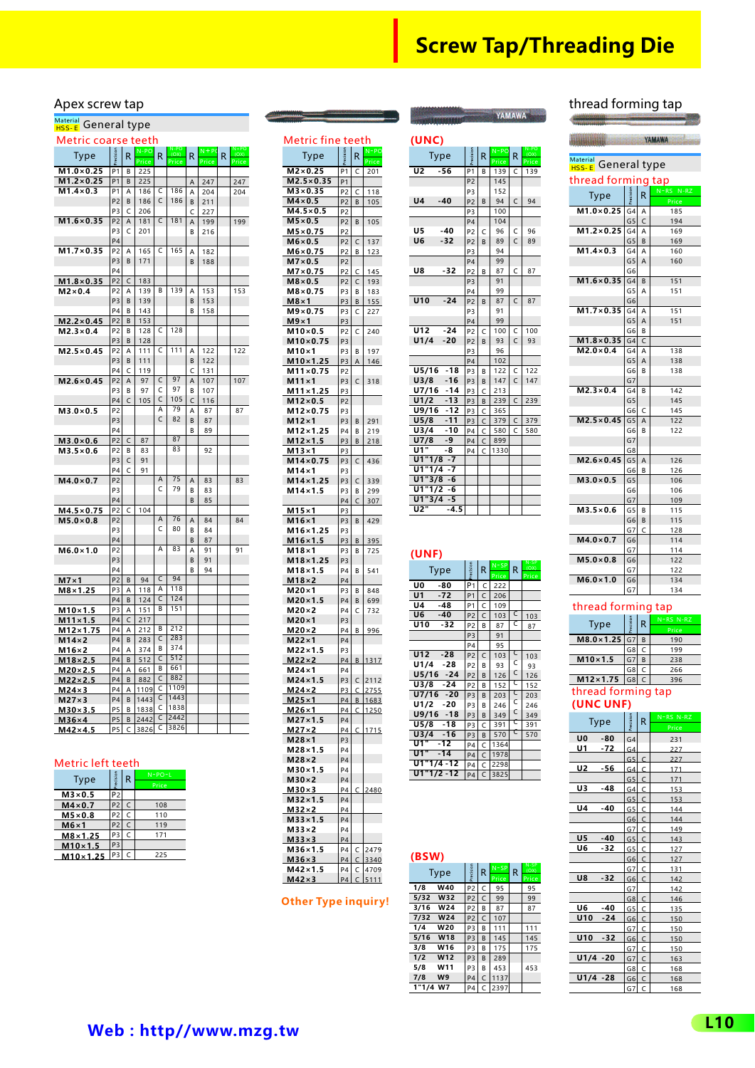# Screw Tap/Threading Die

## Apex screw tap

Material HSS-E — General type

### Metric coarse teeth

| Type | Precision | R | N-PO Price | R | N-PO (OX) Price | R | N+PO Price | R | N-PO (OX) Price |
|---|---|---|---|---|---|---|---|---|---|
| M1.0×0.25 | P1 | B | 225 | | | | | | 247 |
| M1.2×0.25 | P1 | B | 225 | | | A | 247 | | |
| M1.4×0.3 | P1 | A | 186 | C | 186 | A | 204 | | 204 |
| | P2 | B | 186 | C | 186 | B | 211 | | |
| | P3 | C | 206 | | | C | 227 | | |
| M1.6×0.35 | P2 | A | 181 | C | 181 | A | 199 | | 199 |
| | P3 | C | 201 | | | B | 216 | | |
| | P4 | | | | | | | | |
| M1.7×0.35 | P2 | A | 165 | C | 165 | A | 182 | | |
| | P3 | B | 171 | | | B | 188 | | |
| | P4 | | | | | | | | |
| M1.8×0.35 | P2 | C | 183 | | | | | | |
| M2×0.4 | P2 | A | 139 | B | 139 | A | 153 | | 153 |
| | P3 | B | 139 | | | B | 153 | | |
| | P4 | B | 143 | | | B | 158 | | |
| M2.2×0.45 | P2 | B | 153 | | | | | | |
| M2.3×0.4 | P2 | B | 128 | C | 128 | | | | |
| | P3 | B | 128 | | | | | | |
| M2.5×0.45 | P2 | A | 111 | C | 111 | A | 122 | | 122 |
| | P3 | B | 111 | | | B | 122 | | |
| | P4 | C | 119 | | | C | 131 | | |
| M2.6×0.45 | P2 | A | 97 | C | 97 | A | 107 | | 107 |
| | P3 | B | 97 | C | 97 | B | 107 | | |
| | P4 | C | 105 | C | 105 | C | 116 | | |
| M3.0×0.5 | P2 | | | A | 79 | A | 87 | | 87 |
| | P3 | | | C | 82 | B | 87 | | |
| | P4 | | | | | B | 89 | | |
| M3.0×0.6 | P2 | C | 87 | | 87 | | | | |
| M3.5×0.6 | P2 | B | 83 | | 83 | | 92 | | |
| | P3 | C | 91 | | | | | | |
| | P4 | C | 91 | | | | | | |
| M4.0×0.7 | P2 | | | A | 75 | A | 83 | | 83 |
| | P3 | | | C | 79 | B | 83 | | |
| | P4 | | | | | B | 85 | | |
| M4.5×0.75 | P2 | C | 104 | | | | | | |
| M5.0×0.8 | P2 | | | A | 76 | A | 84 | | 84 |
| | P3 | | | C | 80 | B | 84 | | |
| | P4 | | | | | B | 87 | | |
| M6.0×1.0 | P2 | | | A | 83 | A | 91 | | 91 |
| | P3 | | | | | B | 91 | | |
| | P4 | | | | | B | 94 | | |
| M7×1 | P2 | B | 94 | C | 94 | | | | |
| M8×1.25 | P3 | A | 118 | A | 118 | | | | |
| | P4 | B | 124 | C | 124 | | | | |
| M10×1.5 | P3 | A | 151 | B | 151 | | | | |
| M11×1.5 | P4 | C | 217 | | | | | | |
| M12×1.75 | P4 | A | 212 | B | 212 | | | | |
| M14×2 | P4 | B | 283 | C | 283 | | | | |
| M16×2 | P4 | A | 374 | B | 374 | | | | |
| M18×2.5 | P4 | B | 512 | C | 512 | | | | |
| M20×2.5 | P4 | A | 661 | B | 661 | | | | |
| M22×2.5 | P4 | B | 882 | C | 882 | | | | |
| M24×3 | P4 | A | 1109 | C | 1109 | | | | |
| M27×3 | P4 | B | 1443 | C | 1443 | | | | |
| M30×3.5 | P5 | B | 1838 | C | 1838 | | | | |
| M36×4 | P5 | B | 2442 | C | 2442 | | | | |
| M42×4.5 | P5 | C | 3826 | C | 3826 | | | | |

### Metric left teeth

| Type | Precision | R | N-PO-L Price |
|---|---|---|---|
| M3×0.5 | P2 | | |
| M4×0.7 | P2 | C | 108 |
| M5×0.8 | P2 | C | 110 |
| M6×1 | P2 | C | 119 |
| M8×1.25 | P3 | C | 171 |
| M10×1.5 | P3 | | |
| M10×1.25 | P3 | C | 225 |

### Metric fine teeth

| Type | Precision | R | N-PO Price |
|---|---|---|---|
| M2×0.25 | P1 | C | 201 |
| M2.5×0.35 | P1 | | |
| M3×0.35 | P2 | C | 118 |
| M4×0.5 | P2 | B | 105 |
| M4.5×0.5 | P2 | | |
| M5×0.5 | P2 | B | 105 |
| M5×0.75 | P2 | | |
| M6×0.5 | P2 | C | 137 |
| M6×0.75 | P2 | B | 123 |
| M7×0.5 | P2 | | |
| M7×0.75 | P2 | C | 145 |
| M8×0.5 | P2 | C | 193 |
| M8×0.75 | P3 | B | 183 |
| M8×1 | P3 | B | 155 |
| M9×0.75 | P3 | C | 227 |
| M9×1 | P3 | | |
| M10×0.5 | P2 | C | 240 |
| M10×0.75 | P3 | | |
| M10×1 | P3 | B | 197 |
| M10×1.25 | P3 | A | 146 |
| M11×0.75 | P2 | | |
| M11×1 | P3 | C | 318 |
| M11×1.25 | P3 | | |
| M12×0.5 | P2 | | |
| M12×0.75 | P3 | | |
| M12×1 | P3 | B | 291 |
| M12×1.25 | P4 | B | 219 |
| M12×1.5 | P3 | B | 218 |
| M13×1 | P3 | | |
| M14×0.75 | P3 | C | 436 |
| M14×1 | P3 | | |
| M14×1.25 | P3 | C | 339 |
| M14×1.5 | P3 | B | 299 |
| | P4 | C | 307 |
| M15×1 | P3 | | |
| M16×1 | P3 | B | 429 |
| M16×1.25 | P3 | | |
| M16×1.5 | P3 | B | 395 |
| M18×1 | P3 | B | 725 |
| M18×1.25 | P3 | | |
| M18×1.5 | P4 | B | 541 |
| M18×2 | P4 | | |
| M20×1 | P3 | B | 848 |
| M20×1.5 | P4 | B | 699 |
| M20×2 | P4 | C | 732 |
| M20×1 | P3 | | |
| M20×2 | P4 | B | 996 |
| M22×1 | P3 | | |
| M22×1.5 | P3 | | |
| M22×2 | P4 | B | 1317 |
| M24×1 | P4 | | |
| M24×1.5 | P3 | C | 2112 |
| M24×2 | P3 | C | 2755 |
| M25×1 | P4 | B | 1683 |
| M26×1 | P4 | C | 1250 |
| M27×1.5 | P4 | | |
| M27×2 | P4 | C | 1715 |
| M28×1 | P3 | | |
| M28×1.5 | P4 | | |
| M28×2 | P4 | | |
| M30×1.5 | P4 | | |
| M30×2 | P4 | | |
| M30×3 | P4 | C | 2480 |
| M32×1.5 | P4 | | |
| M32×2 | P4 | | |
| M33×1.5 | P4 | | |
| M33×2 | P4 | | |
| M33×3 | P4 | | |
| M36×1.5 | P4 | C | 2479 |
| M36×3 | P4 | C | 3340 |
| M42×1.5 | P4 | C | 4709 |
| M42×3 | P4 | C | 5111 |

**Other Type inquiry!**

### (UNC)

| Type | Precision | R | N-PO Price | R | N-PO (OX) Price |
|---|---|---|---|---|---|
| U2 -56 | P1 | B | 139 | C | 139 |
| | P2 | | 145 | | |
| | P3 | | 152 | | |
| U4 -40 | P2 | B | 94 | C | 94 |
| | P3 | | 100 | | |
| | P4 | | 104 | | |
| U5 -40 | P2 | C | 96 | C | 96 |
| U6 -32 | P2 | B | 89 | C | 89 |
| | P3 | | 94 | | |
| | P4 | | 99 | | |
| U8 -32 | P2 | B | 87 | C | 87 |
| | P3 | | 91 | | |
| | P4 | | 99 | | |
| U10 -24 | P2 | B | 87 | C | 87 |
| | P3 | | 91 | | |
| | P4 | | 99 | | |
| U12 -24 | P2 | C | 100 | C | 100 |
| U1/4 -20 | P2 | B | 93 | C | 93 |
| | P3 | | 96 | | |
| | P4 | | 102 | | |
| U5/16 -18 | P3 | B | 122 | C | 122 |
| U3/8 -16 | P3 | B | 147 | C | 147 |
| U7/16 -14 | P3 | C | 213 | | |
| U1/2 -13 | P3 | B | 239 | C | 239 |
| U9/16 -12 | P3 | C | 365 | | |
| U5/8 -11 | P3 | C | 379 | C | 379 |
| U3/4 -10 | P4 | C | 580 | C | 580 |
| U7/8 -9 | P4 | C | 899 | | |
| U1" -8 | P4 | C | 1330 | | |
| U1"1/8 -7 | | | | | |
| U1"1/4 -7 | | | | | |
| U1"3/8 -6 | | | | | |
| U1"1/2 -6 | | | | | |
| U1"3/4 -5 | | | | | |
| U2" -4.5 | | | | | |

### (UNF)

| Type | Precision | R | N-SP Price | R | N-SP (OX) Price |
|---|---|---|---|---|---|
| U0 -80 | P1 | C | 222 | | |
| U1 -72 | P1 | C | 206 | | |
| U4 -48 | P1 | C | 109 | | |
| U6 -40 | P2 | C | 103 | C | 103 |
| U10 -32 | P2 | B | 87 | C | 87 |
| | P3 | | 91 | | |
| | P4 | | 95 | | |
| U12 -28 | P2 | C | 103 | C | 103 |
| U1/4 -28 | P2 | B | 93 | C | 93 |
| U5/16 -24 | P2 | B | 126 | C | 126 |
| U3/8 -24 | P2 | B | 152 | C | 152 |
| U7/16 -20 | P3 | B | 203 | C | 203 |
| U1/2 -20 | P3 | B | 246 | C | 246 |
| U9/16 -18 | P3 | B | 349 | C | 349 |
| U5/8 -18 | P3 | C | 391 | C | 391 |
| U3/4 -16 | P3 | B | 570 | C | 570 |
| U1" -12 | P4 | C | 1364 | | |
| U1" -14 | P4 | C | 1978 | | |
| U1"1/4 -12 | P4 | C | 2298 | | |
| U1"1/2 -12 | P4 | C | 3825 | | |

### (BSW)

| Type | Precision | R | N-SP Price | R | N-SP (OX) Price |
|---|---|---|---|---|---|
| 1/8 W40 | P2 | C | 95 | | 95 |
| 5/32 W32 | P2 | C | 99 | | 99 |
| 3/16 W24 | P2 | B | 87 | | 87 |
| 7/32 W24 | P2 | C | 107 | | |
| 1/4 W20 | P3 | B | 111 | | 111 |
| 5/16 W18 | P3 | B | 145 | | 145 |
| 3/8 W16 | P3 | B | 175 | | 175 |
| 1/2 W12 | P3 | B | 289 | | |
| 5/8 W11 | P3 | B | 453 | | 453 |
| 7/8 W9 | P4 | C | 1137 | | |
| 1"1/4 W7 | P4 | C | 2397 | | |

## thread forming tap

Material HSS-E — General type

### thread forming tap

| Type | Precision | R | N-RS N-RZ Price |
|---|---|---|---|
| M1.0×0.25 | G4 | A | 185 |
| | G5 | C | 194 |
| M1.2×0.25 | G4 | A | 169 |
| | G5 | B | 169 |
| M1.4×0.3 | G4 | A | 160 |
| | G5 | A | 160 |
| | G6 | | |
| M1.6×0.35 | G4 | B | 151 |
| | G5 | A | 151 |
| | G6 | | |
| M1.7×0.35 | G4 | A | 151 |
| | G5 | A | 151 |
| | G6 | B | |
| M1.8×0.35 | G4 | C | |
| M2.0×0.4 | G4 | A | 138 |
| | G5 | A | 138 |
| | G6 | B | 138 |
| | G7 | | |
| M2.3×0.4 | G4 | B | 142 |
| | G5 | | 145 |
| | G6 | C | 145 |
| M2.5×0.45 | G5 | A | 122 |
| | G6 | B | 122 |
| | G7 | | |
| | G8 | | |
| M2.6×0.45 | G5 | A | 126 |
| | G6 | B | 126 |
| M3.0×0.5 | G5 | | 106 |
| | G6 | | 106 |
| | G7 | | 109 |
| M3.5×0.6 | G5 | B | 115 |
| | G6 | B | 115 |
| | G7 | C | 128 |
| M4.0×0.7 | G6 | | 114 |
| | G7 | | 114 |
| M5.0×0.8 | G6 | | 122 |
| | G7 | | 122 |
| M6.0×1.0 | G6 | | 134 |
| | G7 | | 134 |

### thread forming tap

| Type | Precision | R | N-RS N-RZ Price |
|---|---|---|---|
| M8.0×1.25 | G7 | B | 190 |
| | G8 | C | 199 |
| M10×1.5 | G7 | B | 238 |
| | G8 | C | 266 |
| M12×1.75 | G8 | C | 396 |

### thread forming tap (UNC UNF)

| Type | Precision | R | N-RS N-RZ Price |
|---|---|---|---|
| U0 -80 | G4 | | 231 |
| U1 -72 | G4 | | 227 |
| | G5 | C | 227 |
| U2 -56 | G4 | C | 171 |
| | G5 | C | 171 |
| U3 -48 | G4 | C | 153 |
| | G5 | C | 153 |
| U4 -40 | G5 | C | 144 |
| | G6 | C | 144 |
| | G7 | C | 149 |
| U5 -40 | G5 | C | 143 |
| U6 -32 | G5 | C | 127 |
| | G6 | C | 127 |
| | G7 | C | 131 |
| U8 -32 | G6 | C | 142 |
| | G7 | | 142 |
| | G8 | C | 146 |
| U6 -40 | G5 | C | 135 |
| U10 -24 | G6 | C | 150 |
| | G7 | C | 150 |
| U10 -32 | G6 | C | 150 |
| | G7 | C | 150 |
| U1/4 -20 | G7 | C | 163 |
| | G8 | C | 168 |
| U1/4 -28 | G6 | C | 168 |
| | G7 | C | 168 |